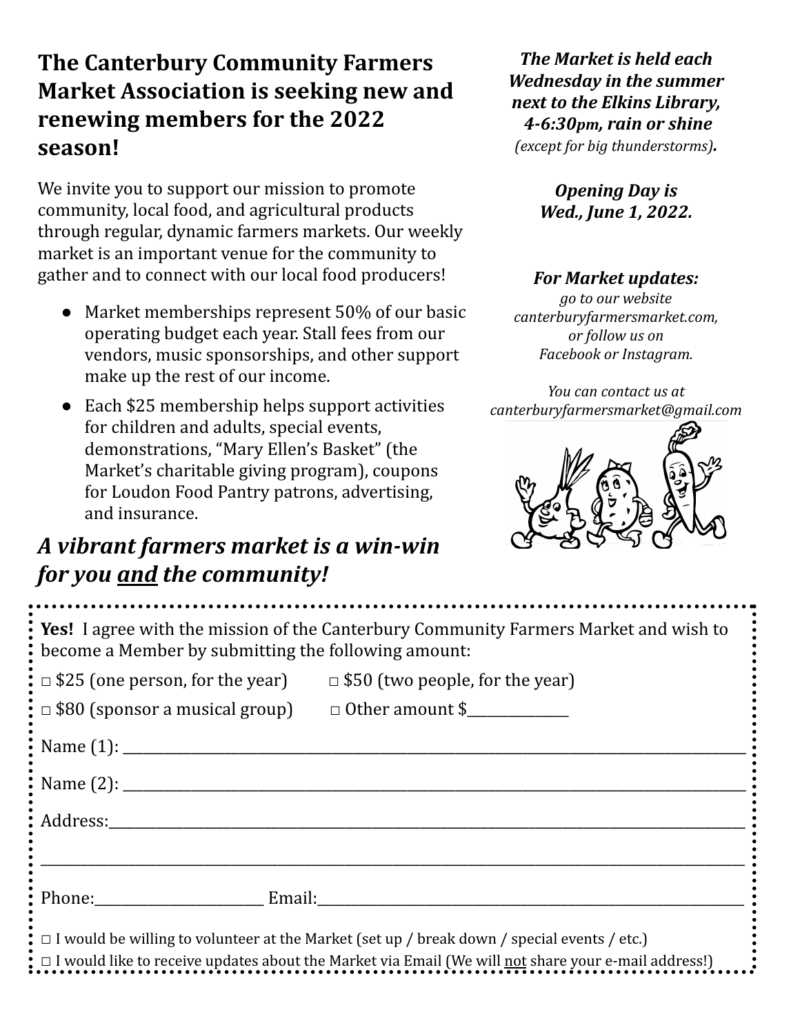# The Canterbury Community Farmers Market Association is seeking new and renewing members for the 2022 season!

We invite you to support our mission to promote community, local food, and agricultural products through regular, dynamic farmers markets. Our weekly market is an important venue for the community to gather and to connect with our local food producers!

- Market memberships represent 50% of our basic operating budget each year. Stall fees from our vendors, music sponsorships, and other support make up the rest of our income.
- Each $25 membership helps support activities for children and adults, special events, demonstrations, "Mary Ellen's Basket" (the Market's charitable giving program), coupons for Loudon Food Pantry patrons, advertising, and insurance.

***A vibrant farmers market is a win-win for you <u>and</u> the community!***

***The Market is held each Wednesday in the summer next to the Elkins Library, 4-6:30pm, rain or shine*** *(except for big thunderstorms)*.

***Opening Day is Wed., June 1, 2022.***

***For Market updates:***
*go to our website canterburyfarmersmarket.com, or follow us on Facebook or Instagram.*

*You can contact us at canterburyfarmersmarket@gmail.com*

---

**Yes!** I agree with the mission of the Canterbury Community Farmers Market and wish to become a Member by submitting the following amount:

□ $25 (one person, for the year) □ $50 (two people, for the year)

□ $80 (sponsor a musical group) □ Other amount $______________

Name (1): ______________________________________________

Name (2): ______________________________________________

Address: ______________________________________________

______________________________________________

Phone: ________________________ Email: ______________________________

□ I would be willing to volunteer at the Market (set up / break down / special events / etc.)

□ I would like to receive updates about the Market via Email (We will <u>not</u> share your e-mail address!)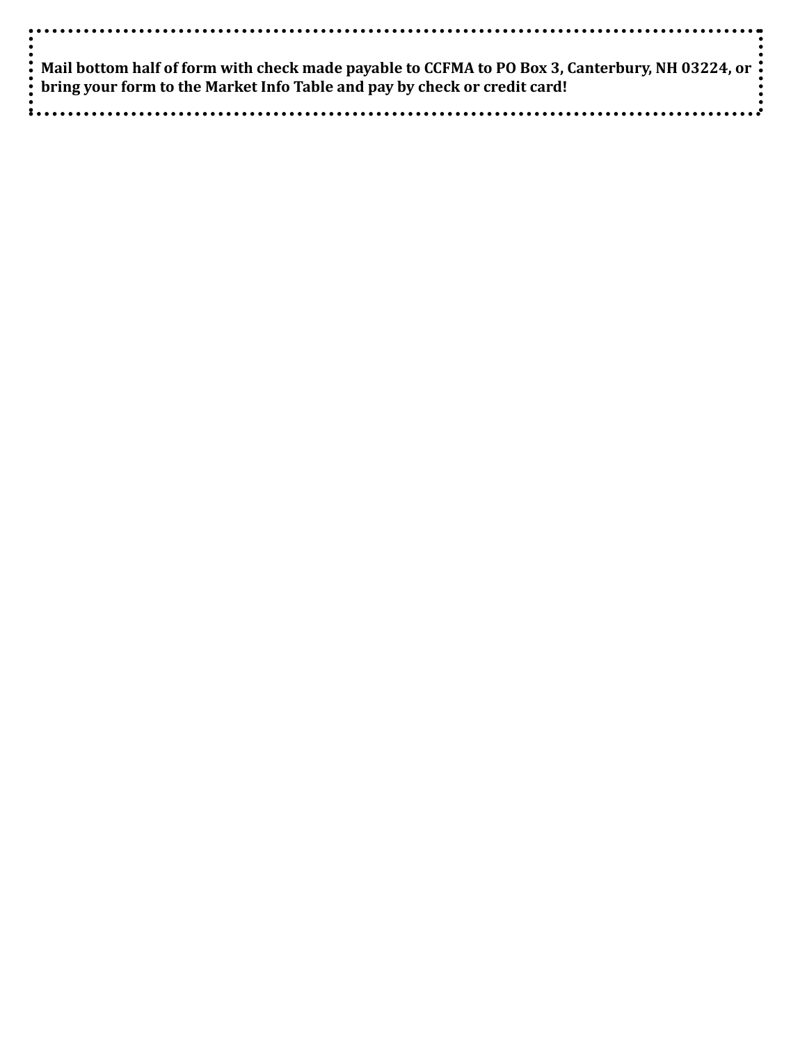**Mail bottom half of form with check made payable to CCFMA to PO Box 3, Canterbury, NH 03224, or bring your form to the Market Info Table and pay by check or credit card!**